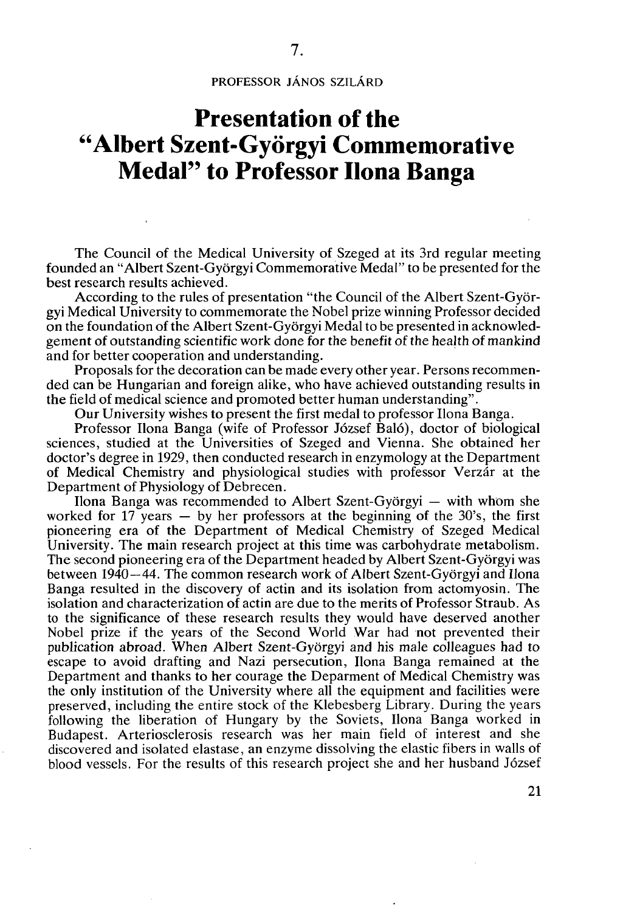7.

PROFESSOR JÁNOS SZILÁRD

# Presentation of the "Albert Szent-Györgyi Commemorative Medal" to Professor Ilona Banga

The Council of the Medical University of Szeged at its 3rd regular meeting founded an "Albert Szent-Györgyi Commemorative Medal" to be presented for the best research results achieved.

According to the rules of presentation "the Council of the Albert Szent-Györgyi Medical University to commemorate the Nobel prize winning Professor decided on the foundation of the Albert Szent-Györgyi Medal to be presented in acknowledgement of outstanding scientific work done for the benefit of the health of mankind and for better cooperation and understanding.

Proposals for the decoration can be made every other year. Persons recommended can be Hungarian and foreign alike, who have achieved outstanding results in the field of medical science and promoted better human understanding".

Our University wishes to present the first medal to professor Ilona Banga.

Professor Ilona Banga (wife of Professor József Baló), doctor of biological sciences, studied at the Universities of Szeged and Vienna. She obtained her doctor's degree in 1929, then conducted research in enzymology at the Department of Medical Chemistry and physiological studies with professor Verzár at the Department of Physiology of Debrecen.

Ilona Banga was recommended to Albert Szent-Györgyi — with whom she worked for 17 years — by her professors at the beginning of the 30's, the first pioneering era of the Department of Medical Chemistry of Szeged Medical University. The main research project at this time was carbohydrate metabolism. The second pioneering era of the Department headed by Albert Szent-Györgyi was between 1940—44. The common research work of Albert Szent-Györgyi and Ilona Banga resulted in the discovery of actin and its isolation from actomyosin. The isolation and characterization of actin are due to the merits of Professor Straub. As to the significance of these research results they would have deserved another Nobel prize if the years of the Second World War had not prevented their publication abroad. When Albert Szent-Györgyi and his male colleagues had to escape to avoid drafting and Nazi persecution, Ilona Banga remained at the Department and thanks to her courage the Deparment of Medical Chemistry was the only institution of the University where all the equipment and facilities were preserved, including the entire stock of the Klebesberg Library. During the years following the liberation of Hungary by the Soviets, Ilona Banga worked in Budapest. Arteriosclerosis research was her main field of interest and she discovered and isolated elastase, an enzyme dissolving the elastic fibers in walls of blood vessels. For the results of this research project she and her husband József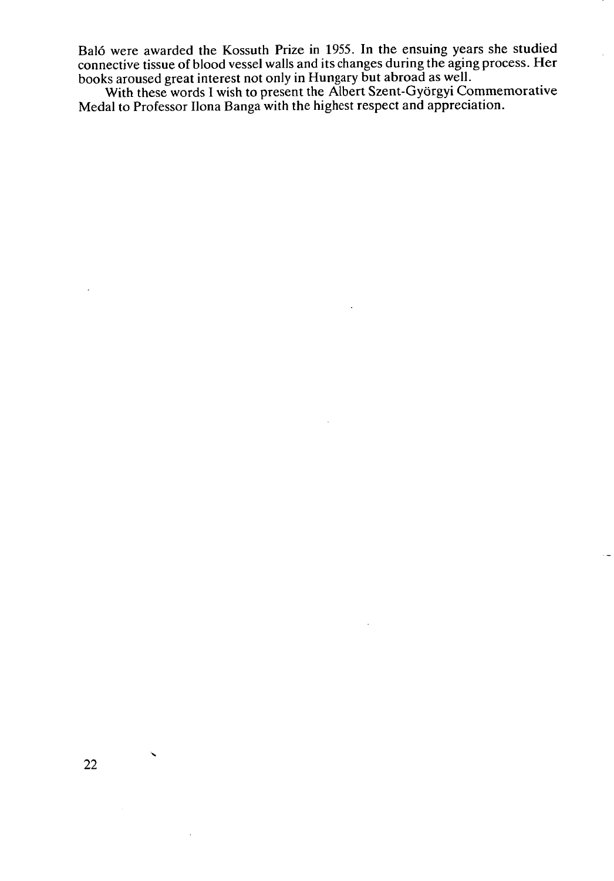Baló were awarded the Kossuth Prize in 1955. In the ensuing years she studied connective tissue of blood vessel walls and its changes during the aging process. Her books aroused great interest not only in Hungary but abroad as well.

With these words I wish to present the Albert Szent-Györgyi Commemorative Medal to Professor Ilona Banga with the highest respect and appreciation.